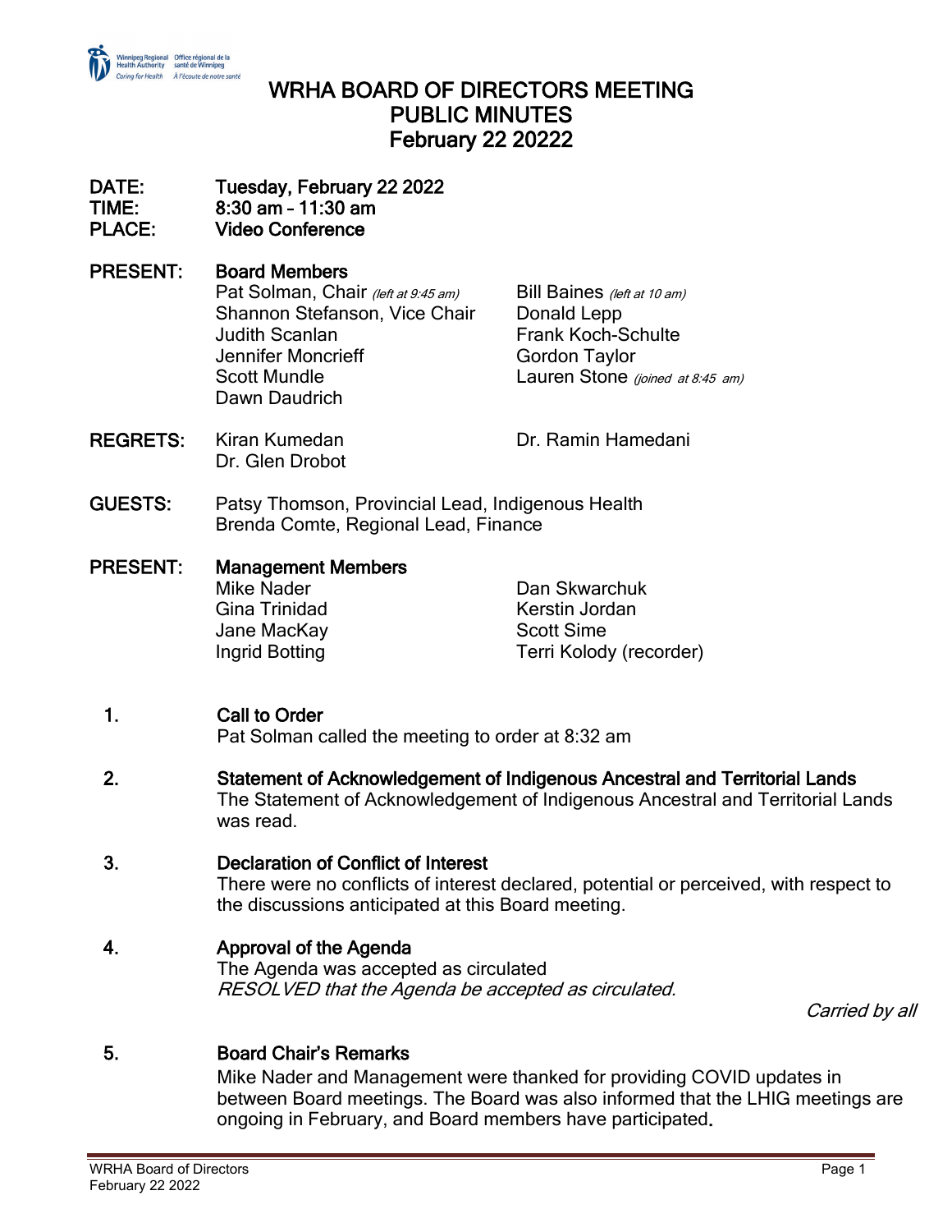# WRHA BOARD OF DIRECTORS MEETING
# PUBLIC MINUTES
# February 22 20222

**DATE:** Tuesday, February 22 2022
**TIME:** 8:30 am – 11:30 am
**PLACE:** Video Conference

**PRESENT:** **Board Members**

Pat Solman, Chair *(left at 9:45 am)*
Shannon Stefanson, Vice Chair
Judith Scanlan
Jennifer Moncrieff
Scott Mundle
Dawn Daudrich
Bill Baines *(left at 10 am)*
Donald Lepp
Frank Koch-Schulte
Gordon Taylor
Lauren Stone *(joined at 8:45 am)*

**REGRETS:** Kiran Kumedan
Dr. Glen Drobot
Dr. Ramin Hamedani

**GUESTS:** Patsy Thomson, Provincial Lead, Indigenous Health
Brenda Comte, Regional Lead, Finance

**PRESENT:** **Management Members**

Mike Nader
Gina Trinidad
Jane MacKay
Ingrid Botting
Dan Skwarchuk
Kerstin Jordan
Scott Sime
Terri Kolody (recorder)

## 1. Call to Order

Pat Solman called the meeting to order at 8:32 am

## 2. Statement of Acknowledgement of Indigenous Ancestral and Territorial Lands

The Statement of Acknowledgement of Indigenous Ancestral and Territorial Lands was read.

## 3. Declaration of Conflict of Interest

There were no conflicts of interest declared, potential or perceived, with respect to the discussions anticipated at this Board meeting.

## 4. Approval of the Agenda

The Agenda was accepted as circulated
*RESOLVED that the Agenda be accepted as circulated.*

*Carried by all*

## 5. Board Chair's Remarks

Mike Nader and Management were thanked for providing COVID updates in between Board meetings. The Board was also informed that the LHIG meetings are ongoing in February, and Board members have participated.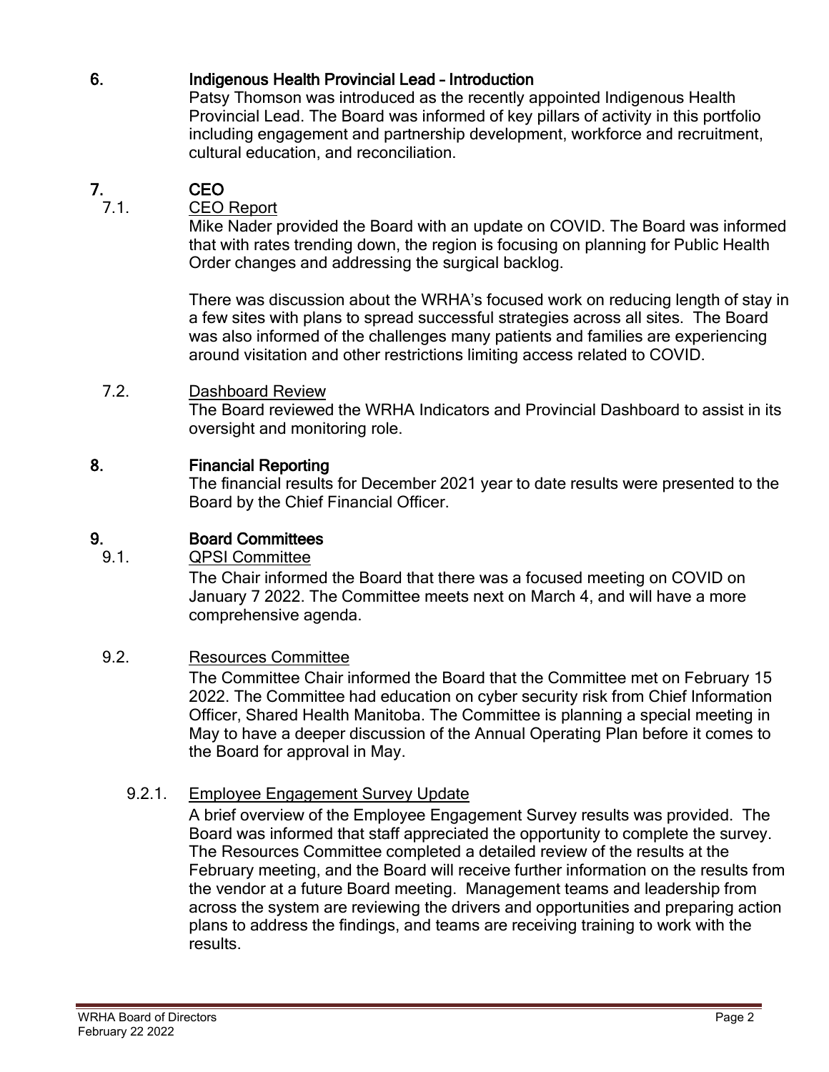## 6. Indigenous Health Provincial Lead – Introduction

Patsy Thomson was introduced as the recently appointed Indigenous Health Provincial Lead. The Board was informed of key pillars of activity in this portfolio including engagement and partnership development, workforce and recruitment, cultural education, and reconciliation.

## 7. CEO

### 7.1. CEO Report

Mike Nader provided the Board with an update on COVID. The Board was informed that with rates trending down, the region is focusing on planning for Public Health Order changes and addressing the surgical backlog.

There was discussion about the WRHA's focused work on reducing length of stay in a few sites with plans to spread successful strategies across all sites. The Board was also informed of the challenges many patients and families are experiencing around visitation and other restrictions limiting access related to COVID.

### 7.2. Dashboard Review

The Board reviewed the WRHA Indicators and Provincial Dashboard to assist in its oversight and monitoring role.

## 8. Financial Reporting

The financial results for December 2021 year to date results were presented to the Board by the Chief Financial Officer.

## 9. Board Committees

### 9.1. QPSI Committee

The Chair informed the Board that there was a focused meeting on COVID on January 7 2022. The Committee meets next on March 4, and will have a more comprehensive agenda.

### 9.2. Resources Committee

The Committee Chair informed the Board that the Committee met on February 15 2022. The Committee had education on cyber security risk from Chief Information Officer, Shared Health Manitoba. The Committee is planning a special meeting in May to have a deeper discussion of the Annual Operating Plan before it comes to the Board for approval in May.

#### 9.2.1. Employee Engagement Survey Update

A brief overview of the Employee Engagement Survey results was provided. The Board was informed that staff appreciated the opportunity to complete the survey. The Resources Committee completed a detailed review of the results at the February meeting, and the Board will receive further information on the results from the vendor at a future Board meeting. Management teams and leadership from across the system are reviewing the drivers and opportunities and preparing action plans to address the findings, and teams are receiving training to work with the results.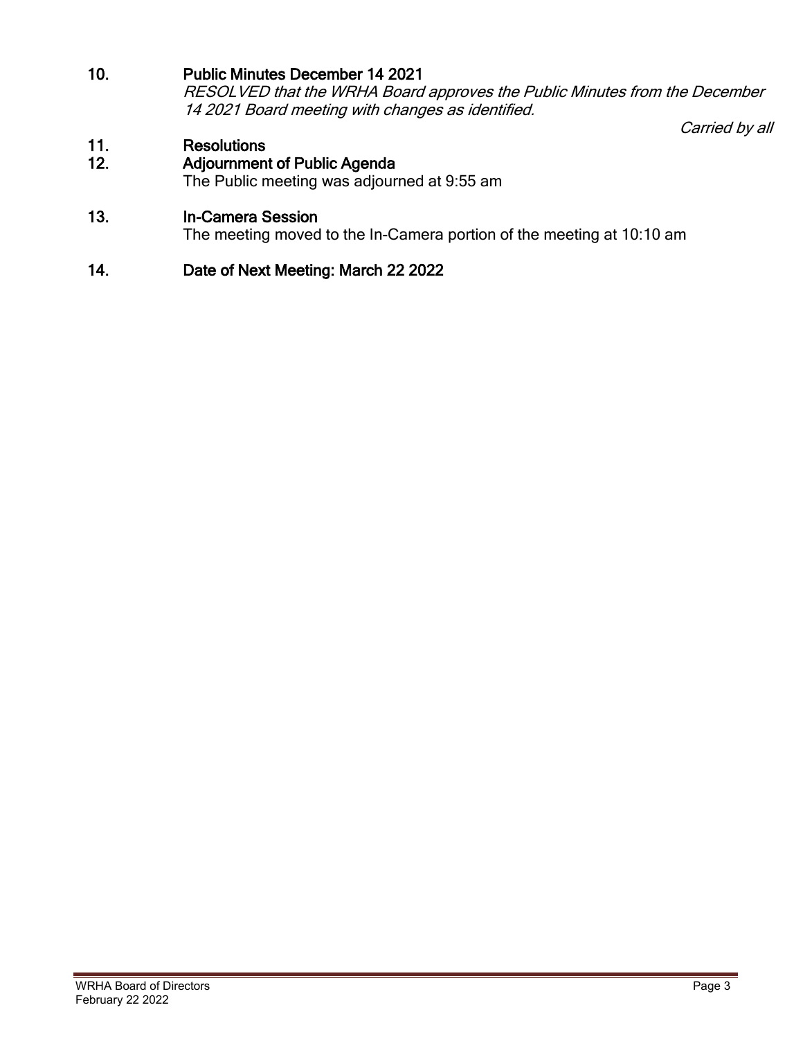## 10. Public Minutes December 14 2021

*RESOLVED that the WRHA Board approves the Public Minutes from the December 14 2021 Board meeting with changes as identified.*

*Carried by all*

## 11. Resolutions

## 12. Adjournment of Public Agenda

The Public meeting was adjourned at 9:55 am

## 13. In-Camera Session

The meeting moved to the In-Camera portion of the meeting at 10:10 am

## 14. Date of Next Meeting: March 22 2022